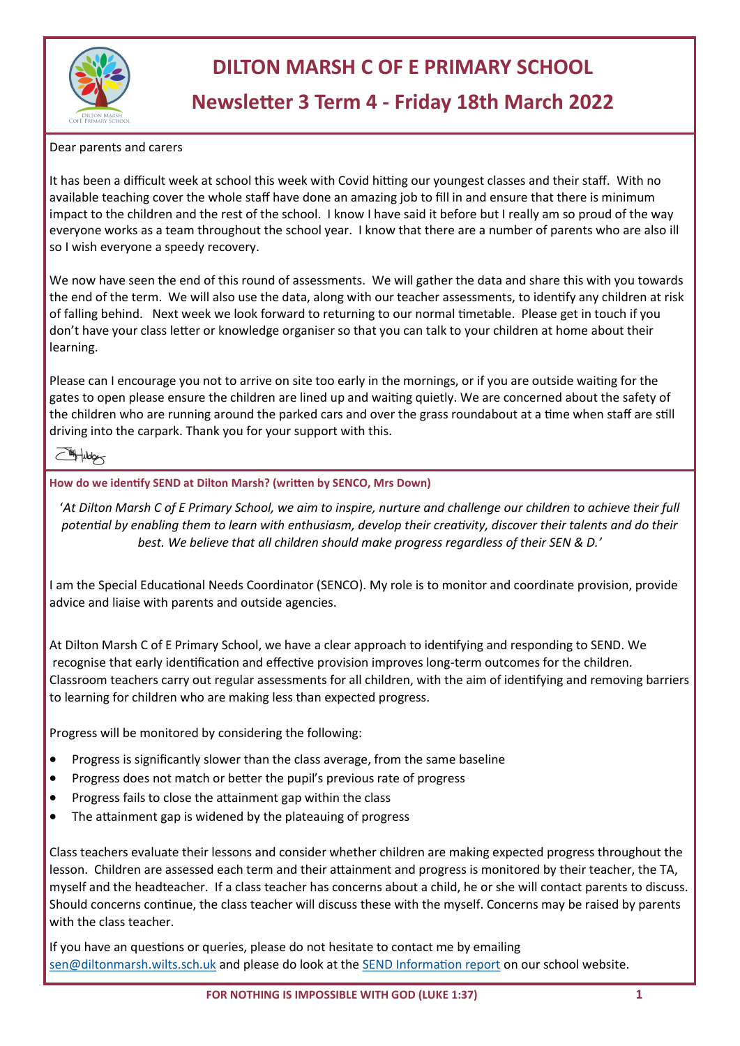# DILTON MARSH C OF E PRIMARY SCHOOL

## Newsletter 3 Term 4 - Friday 18th March 2022

Dear parents and carers

It has been a difficult week at school this week with Covid hitting our youngest classes and their staff. With no available teaching cover the whole staff have done an amazing job to fill in and ensure that there is minimum impact to the children and the rest of the school. I know I have said it before but I really am so proud of the way everyone works as a team throughout the school year. I know that there are a number of parents who are also ill so I wish everyone a speedy recovery.

We now have seen the end of this round of assessments. We will gather the data and share this with you towards the end of the term. We will also use the data, along with our teacher assessments, to identify any children at risk of falling behind. Next week we look forward to returning to our normal timetable. Please get in touch if you don't have your class letter or knowledge organiser so that you can talk to your children at home about their learning.

Please can I encourage you not to arrive on site too early in the mornings, or if you are outside waiting for the gates to open please ensure the children are lined up and waiting quietly. We are concerned about the safety of the children who are running around the parked cars and over the grass roundabout at a time when staff are still driving into the carpark. Thank you for your support with this.

**How do we identify SEND at Dilton Marsh? (written by SENCO, Mrs Down)**

*'At Dilton Marsh C of E Primary School, we aim to inspire, nurture and challenge our children to achieve their full potential by enabling them to learn with enthusiasm, develop their creativity, discover their talents and do their best. We believe that all children should make progress regardless of their SEN & D.'*

I am the Special Educational Needs Coordinator (SENCO). My role is to monitor and coordinate provision, provide advice and liaise with parents and outside agencies.

At Dilton Marsh C of E Primary School, we have a clear approach to identifying and responding to SEND. We recognise that early identification and effective provision improves long-term outcomes for the children. Classroom teachers carry out regular assessments for all children, with the aim of identifying and removing barriers to learning for children who are making less than expected progress.

Progress will be monitored by considering the following:

- Progress is significantly slower than the class average, from the same baseline
- Progress does not match or better the pupil's previous rate of progress
- Progress fails to close the attainment gap within the class
- The attainment gap is widened by the plateauing of progress

Class teachers evaluate their lessons and consider whether children are making expected progress throughout the lesson. Children are assessed each term and their attainment and progress is monitored by their teacher, the TA, myself and the headteacher. If a class teacher has concerns about a child, he or she will contact parents to discuss. Should concerns continue, the class teacher will discuss these with the myself. Concerns may be raised by parents with the class teacher.

If you have an questions or queries, please do not hesitate to contact me by emailing sen@diltonmarsh.wilts.sch.uk and please do look at the SEND Information report on our school website.

**FOR NOTHING IS IMPOSSIBLE WITH GOD (LUKE 1:37)**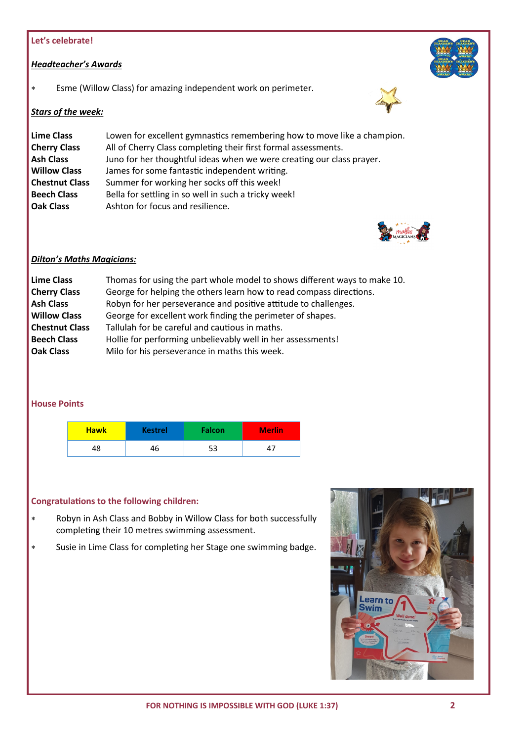## Let's celebrate!

### ***Headteacher's Awards***

* Esme (Willow Class) for amazing independent work on perimeter.

### ***Stars of the week:***

| | |
|---|---|
| **Lime Class** | Lowen for excellent gymnastics remembering how to move like a champion. |
| **Cherry Class** | All of Cherry Class completing their first formal assessments. |
| **Ash Class** | Juno for her thoughtful ideas when we were creating our class prayer. |
| **Willow Class** | James for some fantastic independent writing. |
| **Chestnut Class** | Summer for working her socks off this week! |
| **Beech Class** | Bella for settling in so well in such a tricky week! |
| **Oak Class** | Ashton for focus and resilience. |

### ***Dilton's Maths Magicians:***

| | |
|---|---|
| **Lime Class** | Thomas for using the part whole model to shows different ways to make 10. |
| **Cherry Class** | George for helping the others learn how to read compass directions. |
| **Ash Class** | Robyn for her perseverance and positive attitude to challenges. |
| **Willow Class** | George for excellent work finding the perimeter of shapes. |
| **Chestnut Class** | Tallulah for be careful and cautious in maths. |
| **Beech Class** | Hollie for performing unbelievably well in her assessments! |
| **Oak Class** | Milo for his perseverance in maths this week. |

## House Points

| Hawk | Kestrel | Falcon | Merlin |
|---|---|---|---|
| 48 | 46 | 53 | 47 |

## Congratulations to the following children:

* Robyn in Ash Class and Bobby in Willow Class for both successfully completing their 10 metres swimming assessment.
* Susie in Lime Class for completing her Stage one swimming badge.

FOR NOTHING IS IMPOSSIBLE WITH GOD (LUKE 1:37)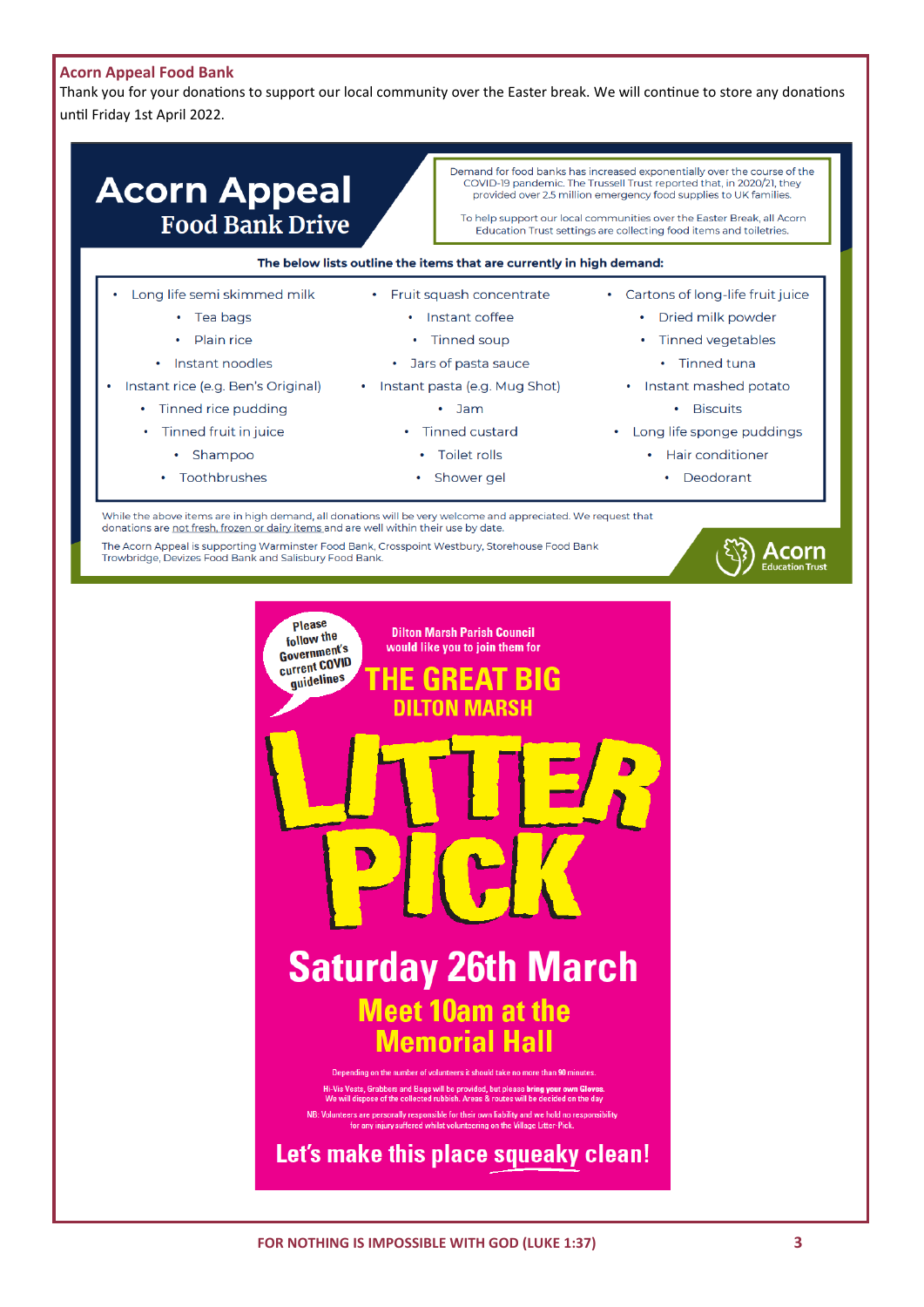## Acorn Appeal Food Bank

Thank you for your donations to support our local community over the Easter break. We will continue to store any donations until Friday 1st April 2022.

# Acorn Appeal
## Food Bank Drive

Demand for food banks has increased exponentially over the course of the COVID-19 pandemic. The Trussell Trust reported that, in 2020/21, they provided over 2.5 million emergency food supplies to UK families.

To help support our local communities over the Easter Break, all Acorn Education Trust settings are collecting food items and toiletries.

**The below lists outline the items that are currently in high demand:**

- Long life semi skimmed milk
- Tea bags
- Plain rice
- Instant noodles
- Instant rice (e.g. Ben's Original)
- Tinned rice pudding
- Tinned fruit in juice
- Shampoo
- Toothbrushes

- Fruit squash concentrate
- Instant coffee
- Tinned soup
- Jars of pasta sauce
- Instant pasta (e.g. Mug Shot)
- Jam
- Tinned custard
- Toilet rolls
- Shower gel

- Cartons of long-life fruit juice
- Dried milk powder
- Tinned vegetables
- Tinned tuna
- Instant mashed potato
- Biscuits
- Long life sponge puddings
- Hair conditioner
- Deodorant

While the above items are in high demand, all donations will be very welcome and appreciated. We request that donations are not fresh, frozen or dairy items and are well within their use by date.

The Acorn Appeal is supporting Warminster Food Bank, Crosspoint Westbury, Storehouse Food Bank Trowbridge, Devizes Food Bank and Salisbury Food Bank.

Acorn Education Trust

Please follow the Government's current COVID guidelines

Dilton Marsh Parish Council would like you to join them for

# THE GREAT BIG DILTON MARSH LITTER PICK

## Saturday 26th March

### Meet 10am at the Memorial Hall

Depending on the number of volunteers it should take no more than 90 minutes.

Hi-Vis Vests, Grabbers and Bags will be provided, but please **bring your own Gloves**. We will dispose of the collected rubbish. Areas & routes will be decided on the day

NB: Volunteers are personally responsible for their own liability and we hold no responsibility for any injury suffered whilst volunteering on the Village Litter-Pick.

**Let's make this place squeaky clean!**